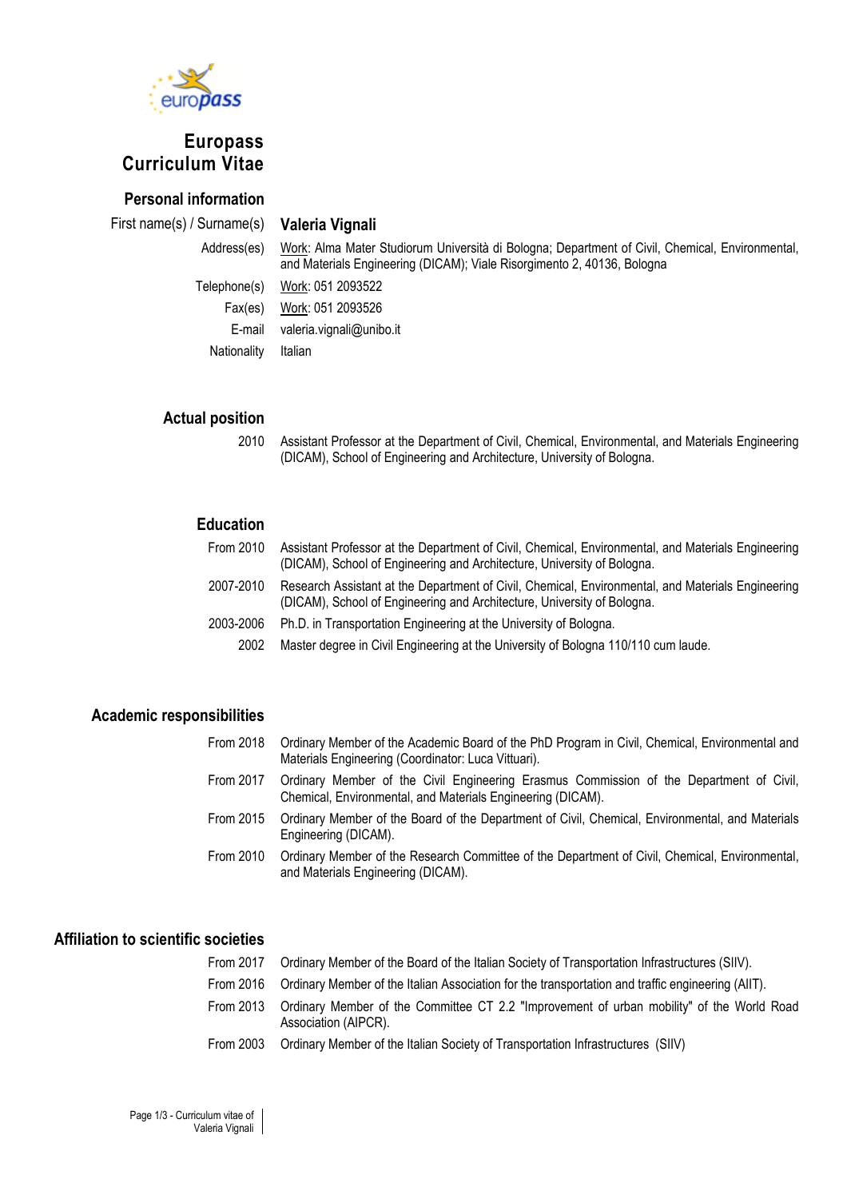europass

# Europass Curriculum Vitae

## Personal information

| | |
|---|---|
| First name(s) / Surname(s) | **Valeria Vignali** |
| Address(es) | Work: Alma Mater Studiorum Università di Bologna; Department of Civil, Chemical, Environmental, and Materials Engineering (DICAM); Viale Risorgimento 2, 40136, Bologna |
| Telephone(s) | Work: 051 2093522 |
| Fax(es) | Work: 051 2093526 |
| E-mail | valeria.vignali@unibo.it |
| Nationality | Italian |

## Actual position

| | |
|---|---|
| 2010 | Assistant Professor at the Department of Civil, Chemical, Environmental, and Materials Engineering (DICAM), School of Engineering and Architecture, University of Bologna. |

## Education

| | |
|---|---|
| From 2010 | Assistant Professor at the Department of Civil, Chemical, Environmental, and Materials Engineering (DICAM), School of Engineering and Architecture, University of Bologna. |
| 2007-2010 | Research Assistant at the Department of Civil, Chemical, Environmental, and Materials Engineering (DICAM), School of Engineering and Architecture, University of Bologna. |
| 2003-2006 | Ph.D. in Transportation Engineering at the University of Bologna. |
| 2002 | Master degree in Civil Engineering at the University of Bologna 110/110 cum laude. |

## Academic responsibilities

| | |
|---|---|
| From 2018 | Ordinary Member of the Academic Board of the PhD Program in Civil, Chemical, Environmental and Materials Engineering (Coordinator: Luca Vittuari). |
| From 2017 | Ordinary Member of the Civil Engineering Erasmus Commission of the Department of Civil, Chemical, Environmental, and Materials Engineering (DICAM). |
| From 2015 | Ordinary Member of the Board of the Department of Civil, Chemical, Environmental, and Materials Engineering (DICAM). |
| From 2010 | Ordinary Member of the Research Committee of the Department of Civil, Chemical, Environmental, and Materials Engineering (DICAM). |

## Affiliation to scientific societies

| | |
|---|---|
| From 2017 | Ordinary Member of the Board of the Italian Society of Transportation Infrastructures (SIIV). |
| From 2016 | Ordinary Member of the Italian Association for the transportation and traffic engineering (AIIT). |
| From 2013 | Ordinary Member of the Committee CT 2.2 "Improvement of urban mobility" of the World Road Association (AIPCR). |
| From 2003 | Ordinary Member of the Italian Society of Transportation Infrastructures (SIIV) |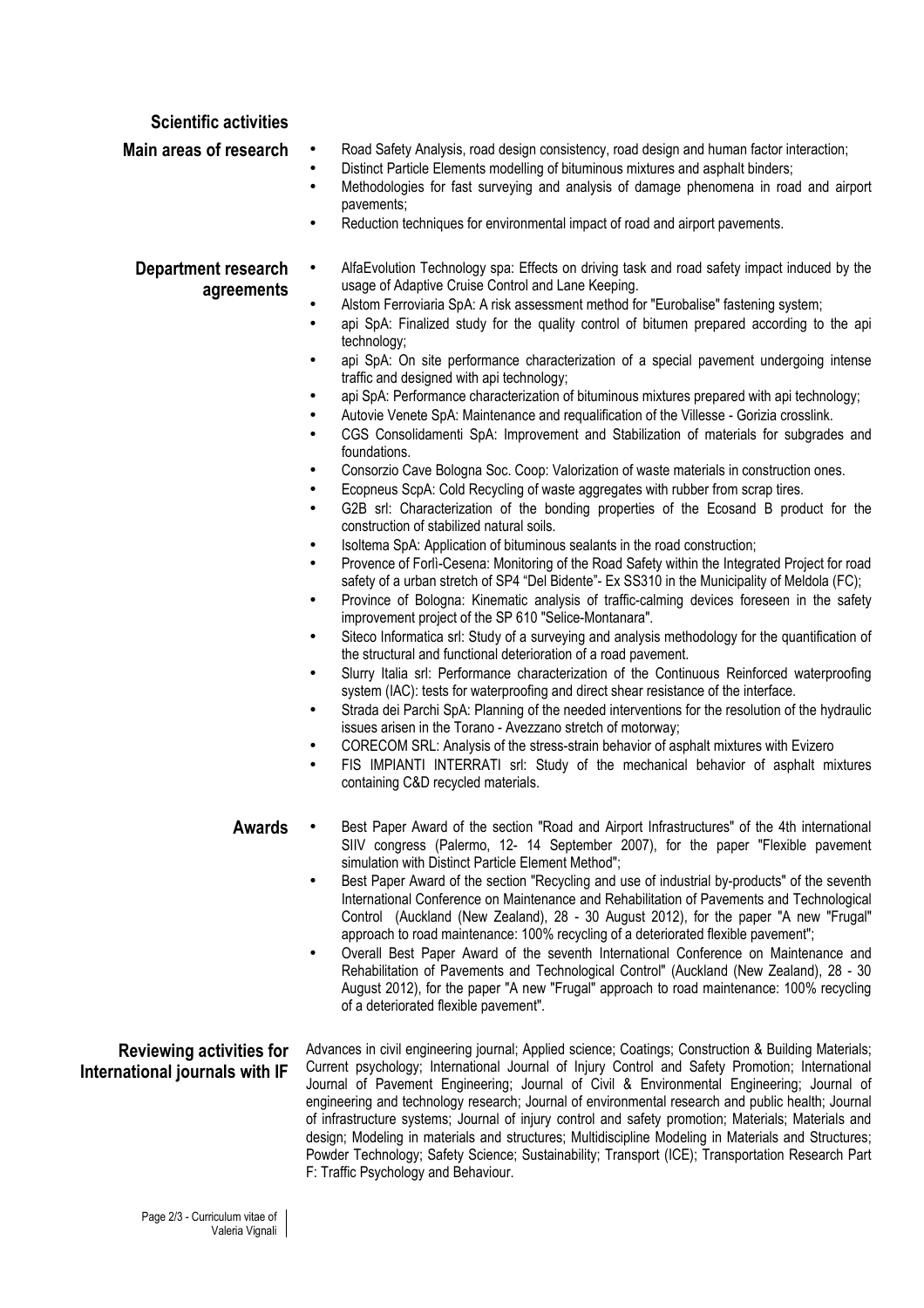## Scientific activities

### Main areas of research

- Road Safety Analysis, road design consistency, road design and human factor interaction;
- Distinct Particle Elements modelling of bituminous mixtures and asphalt binders;
- Methodologies for fast surveying and analysis of damage phenomena in road and airport pavements;
- Reduction techniques for environmental impact of road and airport pavements.

### Department research agreements

- AlfaEvolution Technology spa: Effects on driving task and road safety impact induced by the usage of Adaptive Cruise Control and Lane Keeping.
- Alstom Ferroviaria SpA: A risk assessment method for "Eurobalise" fastening system;
- api SpA: Finalized study for the quality control of bitumen prepared according to the api technology;
- api SpA: On site performance characterization of a special pavement undergoing intense traffic and designed with api technology;
- api SpA: Performance characterization of bituminous mixtures prepared with api technology;
- Autovie Venete SpA: Maintenance and requalification of the Villesse - Gorizia crosslink.
- CGS Consolidamenti SpA: Improvement and Stabilization of materials for subgrades and foundations.
- Consorzio Cave Bologna Soc. Coop: Valorization of waste materials in construction ones.
- Ecopneus ScpA: Cold Recycling of waste aggregates with rubber from scrap tires.
- G2B srl: Characterization of the bonding properties of the Ecosand B product for the construction of stabilized natural soils.
- Isoltema SpA: Application of bituminous sealants in the road construction;
- Provence of Forlì-Cesena: Monitoring of the Road Safety within the Integrated Project for road safety of a urban stretch of SP4 "Del Bidente"- Ex SS310 in the Municipality of Meldola (FC);
- Province of Bologna: Kinematic analysis of traffic-calming devices foreseen in the safety improvement project of the SP 610 "Selice-Montanara".
- Siteco Informatica srl: Study of a surveying and analysis methodology for the quantification of the structural and functional deterioration of a road pavement.
- Slurry Italia srl: Performance characterization of the Continuous Reinforced waterproofing system (IAC): tests for waterproofing and direct shear resistance of the interface.
- Strada dei Parchi SpA: Planning of the needed interventions for the resolution of the hydraulic issues arisen in the Torano - Avezzano stretch of motorway;
- CORECOM SRL: Analysis of the stress-strain behavior of asphalt mixtures with Evizero
- FIS IMPIANTI INTERRATI srl: Study of the mechanical behavior of asphalt mixtures containing C&D recycled materials.

### Awards

- Best Paper Award of the section "Road and Airport Infrastructures" of the 4th international SIIV congress (Palermo, 12- 14 September 2007), for the paper "Flexible pavement simulation with Distinct Particle Element Method";
- Best Paper Award of the section "Recycling and use of industrial by-products" of the seventh International Conference on Maintenance and Rehabilitation of Pavements and Technological Control (Auckland (New Zealand), 28 - 30 August 2012), for the paper "A new "Frugal" approach to road maintenance: 100% recycling of a deteriorated flexible pavement";
- Overall Best Paper Award of the seventh International Conference on Maintenance and Rehabilitation of Pavements and Technological Control" (Auckland (New Zealand), 28 - 30 August 2012), for the paper "A new "Frugal" approach to road maintenance: 100% recycling of a deteriorated flexible pavement".

### Reviewing activities for International journals with IF

Advances in civil engineering journal; Applied science; Coatings; Construction & Building Materials; Current psychology; International Journal of Injury Control and Safety Promotion; International Journal of Pavement Engineering; Journal of Civil & Environmental Engineering; Journal of engineering and technology research; Journal of environmental research and public health; Journal of infrastructure systems; Journal of injury control and safety promotion; Materials; Materials and design; Modeling in materials and structures; Multidiscipline Modeling in Materials and Structures; Powder Technology; Safety Science; Sustainability; Transport (ICE); Transportation Research Part F: Traffic Psychology and Behaviour.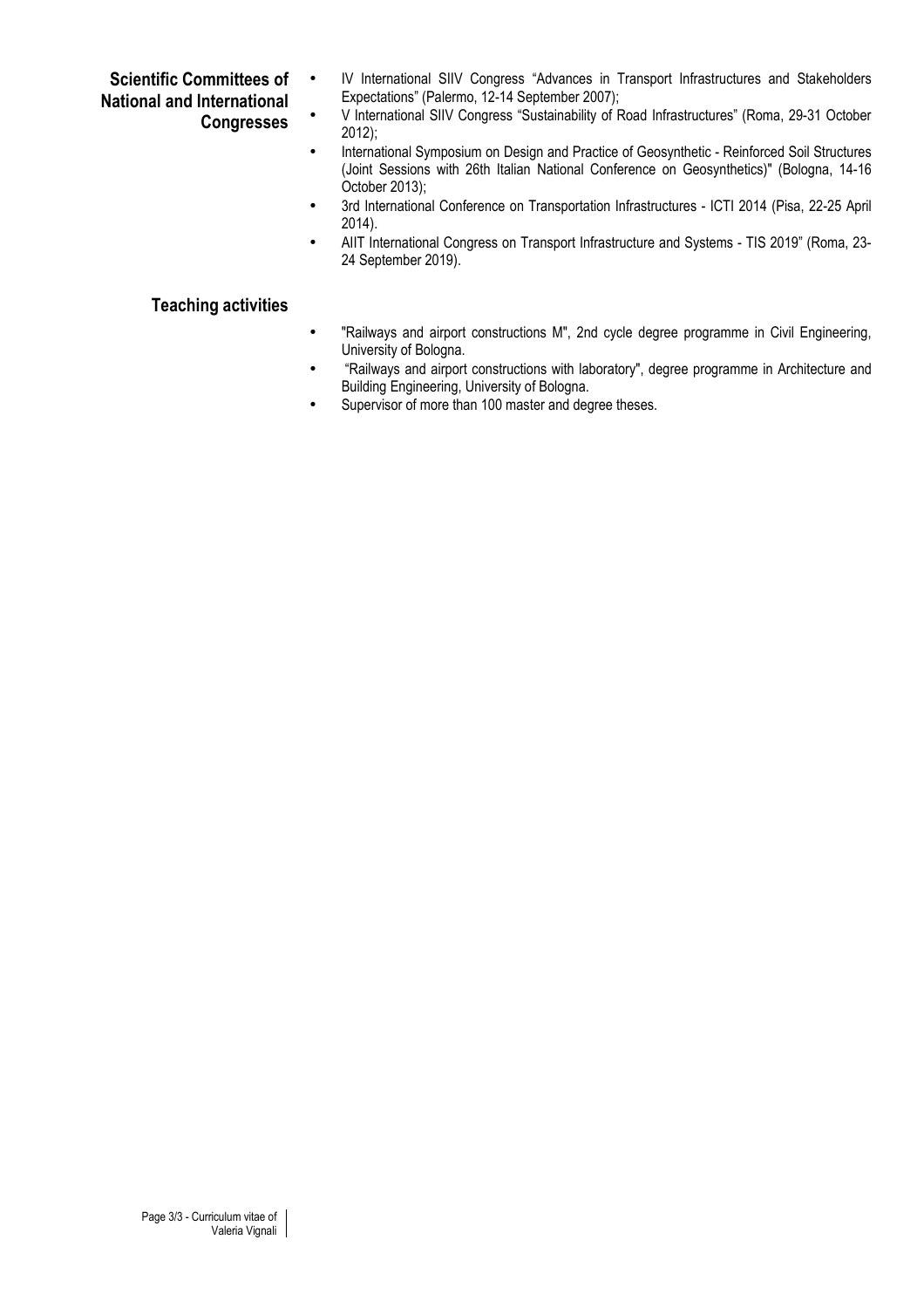## Scientific Committees of National and International Congresses

- IV International SIIV Congress "Advances in Transport Infrastructures and Stakeholders Expectations" (Palermo, 12-14 September 2007);
- V International SIIV Congress "Sustainability of Road Infrastructures" (Roma, 29-31 October 2012);
- International Symposium on Design and Practice of Geosynthetic - Reinforced Soil Structures (Joint Sessions with 26th Italian National Conference on Geosynthetics)" (Bologna, 14-16 October 2013);
- 3rd International Conference on Transportation Infrastructures - ICTI 2014 (Pisa, 22-25 April 2014).
- AIIT International Congress on Transport Infrastructure and Systems - TIS 2019" (Roma, 23-24 September 2019).

## Teaching activities

- "Railways and airport constructions M", 2nd cycle degree programme in Civil Engineering, University of Bologna.
- "Railways and airport constructions with laboratory", degree programme in Architecture and Building Engineering, University of Bologna.
- Supervisor of more than 100 master and degree theses.